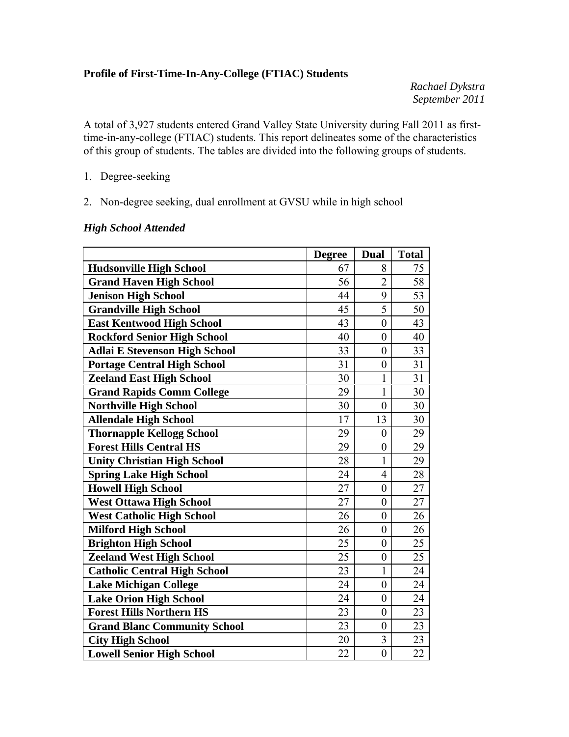**Profile of First-Time-In-Any-College (FTIAC) Students**

*Rachael Dykstra*
*September 2011*

A total of 3,927 students entered Grand Valley State University during Fall 2011 as first-time-in-any-college (FTIAC) students. This report delineates some of the characteristics of this group of students. The tables are divided into the following groups of students.

1. Degree-seeking

2. Non-degree seeking, dual enrollment at GVSU while in high school

### *High School Attended*

| | Degree | Dual | Total |
|---|---|---|---|
| **Hudsonville High School** | 67 | 8 | 75 |
| **Grand Haven High School** | 56 | 2 | 58 |
| **Jenison High School** | 44 | 9 | 53 |
| **Grandville High School** | 45 | 5 | 50 |
| **East Kentwood High School** | 43 | 0 | 43 |
| **Rockford Senior High School** | 40 | 0 | 40 |
| **Adlai E Stevenson High School** | 33 | 0 | 33 |
| **Portage Central High School** | 31 | 0 | 31 |
| **Zeeland East High School** | 30 | 1 | 31 |
| **Grand Rapids Comm College** | 29 | 1 | 30 |
| **Northville High School** | 30 | 0 | 30 |
| **Allendale High School** | 17 | 13 | 30 |
| **Thornapple Kellogg School** | 29 | 0 | 29 |
| **Forest Hills Central HS** | 29 | 0 | 29 |
| **Unity Christian High School** | 28 | 1 | 29 |
| **Spring Lake High School** | 24 | 4 | 28 |
| **Howell High School** | 27 | 0 | 27 |
| **West Ottawa High School** | 27 | 0 | 27 |
| **West Catholic High School** | 26 | 0 | 26 |
| **Milford High School** | 26 | 0 | 26 |
| **Brighton High School** | 25 | 0 | 25 |
| **Zeeland West High School** | 25 | 0 | 25 |
| **Catholic Central High School** | 23 | 1 | 24 |
| **Lake Michigan College** | 24 | 0 | 24 |
| **Lake Orion High School** | 24 | 0 | 24 |
| **Forest Hills Northern HS** | 23 | 0 | 23 |
| **Grand Blanc Community School** | 23 | 0 | 23 |
| **City High School** | 20 | 3 | 23 |
| **Lowell Senior High School** | 22 | 0 | 22 |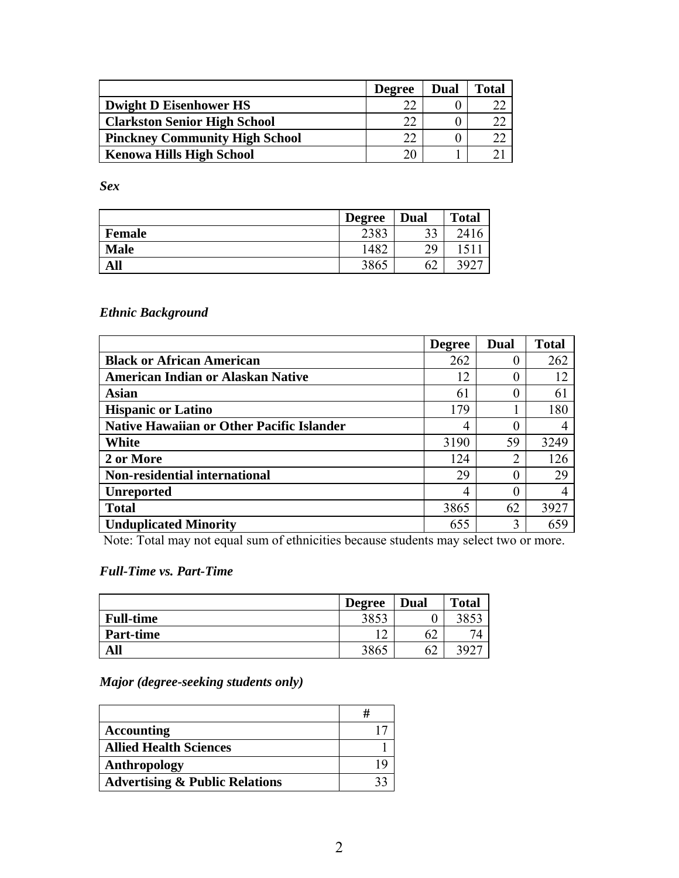| | Degree | Dual | Total |
|---|---|---|---|
| **Dwight D Eisenhower HS** | 22 | 0 | 22 |
| **Clarkston Senior High School** | 22 | 0 | 22 |
| **Pinckney Community High School** | 22 | 0 | 22 |
| **Kenowa Hills High School** | 20 | 1 | 21 |

***Sex***

| | Degree | Dual | Total |
|---|---|---|---|
| **Female** | 2383 | 33 | 2416 |
| **Male** | 1482 | 29 | 1511 |
| **All** | 3865 | 62 | 3927 |

***Ethnic Background***

| | Degree | Dual | Total |
|---|---|---|---|
| **Black or African American** | 262 | 0 | 262 |
| **American Indian or Alaskan Native** | 12 | 0 | 12 |
| **Asian** | 61 | 0 | 61 |
| **Hispanic or Latino** | 179 | 1 | 180 |
| **Native Hawaiian or Other Pacific Islander** | 4 | 0 | 4 |
| **White** | 3190 | 59 | 3249 |
| **2 or More** | 124 | 2 | 126 |
| **Non-residential international** | 29 | 0 | 29 |
| **Unreported** | 4 | 0 | 4 |
| **Total** | 3865 | 62 | 3927 |
| **Unduplicated Minority** | 655 | 3 | 659 |

Note: Total may not equal sum of ethnicities because students may select two or more.

***Full-Time vs. Part-Time***

| | Degree | Dual | Total |
|---|---|---|---|
| **Full-time** | 3853 | 0 | 3853 |
| **Part-time** | 12 | 62 | 74 |
| **All** | 3865 | 62 | 3927 |

***Major (degree-seeking students only)***

| | # |
|---|---|
| **Accounting** | 17 |
| **Allied Health Sciences** | 1 |
| **Anthropology** | 19 |
| **Advertising & Public Relations** | 33 |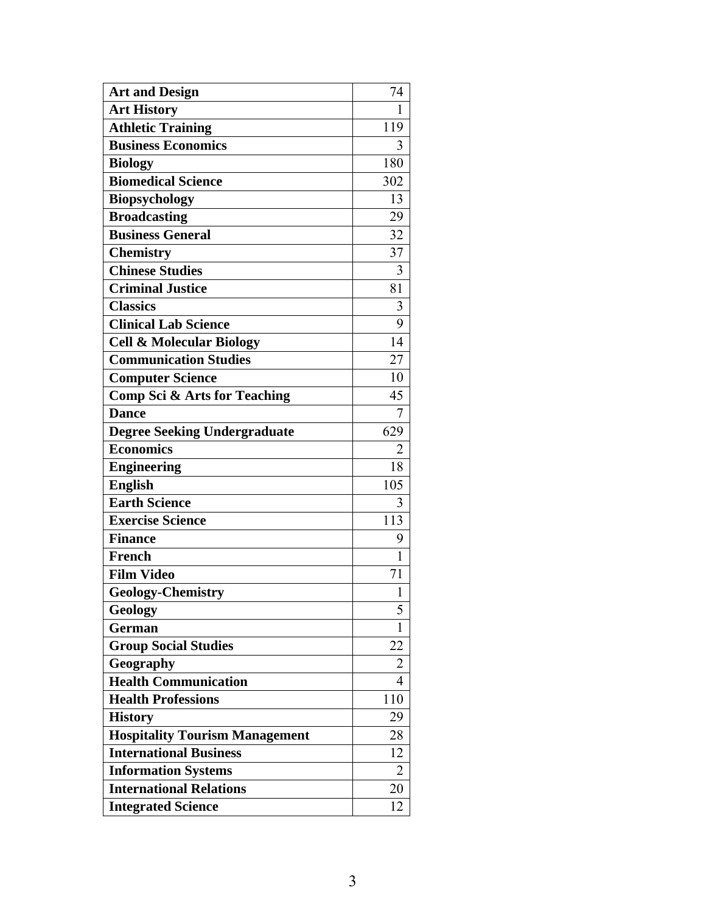| Art and Design | 74 |
| --- | --- |
| Art History | 1 |
| Athletic Training | 119 |
| Business Economics | 3 |
| Biology | 180 |
| Biomedical Science | 302 |
| Biopsychology | 13 |
| Broadcasting | 29 |
| Business General | 32 |
| Chemistry | 37 |
| Chinese Studies | 3 |
| Criminal Justice | 81 |
| Classics | 3 |
| Clinical Lab Science | 9 |
| Cell & Molecular Biology | 14 |
| Communication Studies | 27 |
| Computer Science | 10 |
| Comp Sci & Arts for Teaching | 45 |
| Dance | 7 |
| Degree Seeking Undergraduate | 629 |
| Economics | 2 |
| Engineering | 18 |
| English | 105 |
| Earth Science | 3 |
| Exercise Science | 113 |
| Finance | 9 |
| French | 1 |
| Film Video | 71 |
| Geology-Chemistry | 1 |
| Geology | 5 |
| German | 1 |
| Group Social Studies | 22 |
| Geography | 2 |
| Health Communication | 4 |
| Health Professions | 110 |
| History | 29 |
| Hospitality Tourism Management | 28 |
| International Business | 12 |
| Information Systems | 2 |
| International Relations | 20 |
| Integrated Science | 12 |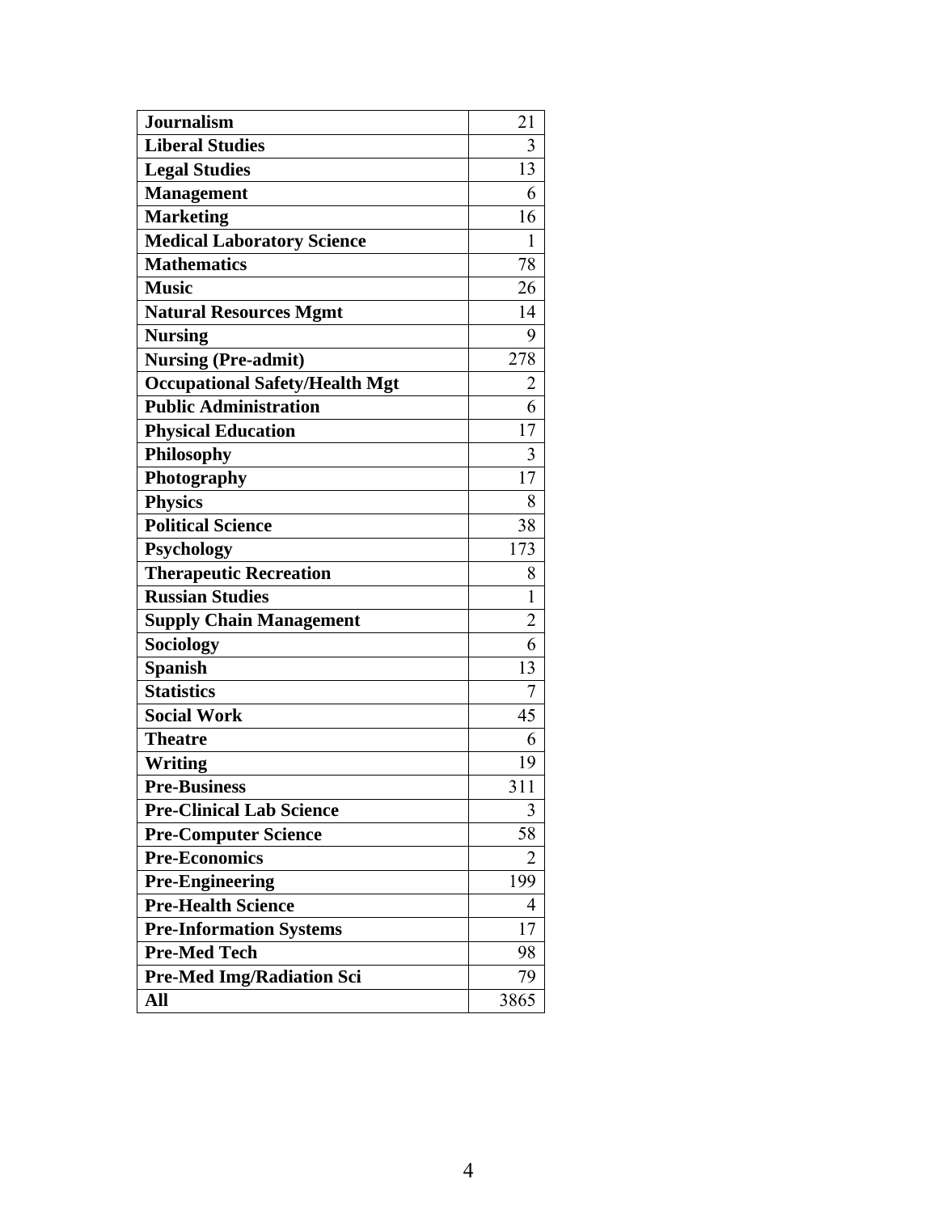| Journalism | 21 |
|---|---|
| Liberal Studies | 3 |
| Legal Studies | 13 |
| Management | 6 |
| Marketing | 16 |
| Medical Laboratory Science | 1 |
| Mathematics | 78 |
| Music | 26 |
| Natural Resources Mgmt | 14 |
| Nursing | 9 |
| Nursing (Pre-admit) | 278 |
| Occupational Safety/Health Mgt | 2 |
| Public Administration | 6 |
| Physical Education | 17 |
| Philosophy | 3 |
| Photography | 17 |
| Physics | 8 |
| Political Science | 38 |
| Psychology | 173 |
| Therapeutic Recreation | 8 |
| Russian Studies | 1 |
| Supply Chain Management | 2 |
| Sociology | 6 |
| Spanish | 13 |
| Statistics | 7 |
| Social Work | 45 |
| Theatre | 6 |
| Writing | 19 |
| Pre-Business | 311 |
| Pre-Clinical Lab Science | 3 |
| Pre-Computer Science | 58 |
| Pre-Economics | 2 |
| Pre-Engineering | 199 |
| Pre-Health Science | 4 |
| Pre-Information Systems | 17 |
| Pre-Med Tech | 98 |
| Pre-Med Img/Radiation Sci | 79 |
| All | 3865 |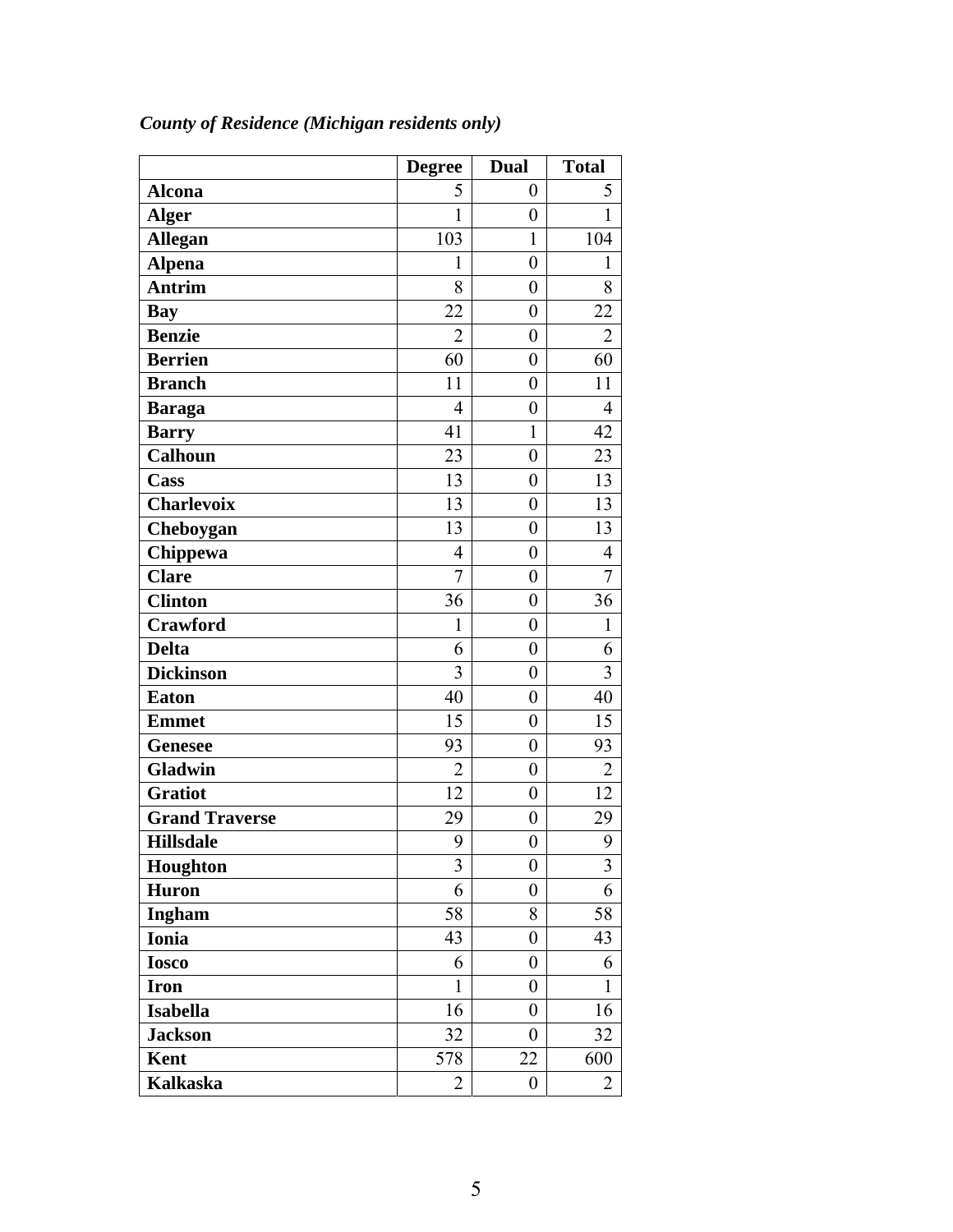*County of Residence (Michigan residents only)*

| | Degree | Dual | Total |
|---|---|---|---|
| **Alcona** | 5 | 0 | 5 |
| **Alger** | 1 | 0 | 1 |
| **Allegan** | 103 | 1 | 104 |
| **Alpena** | 1 | 0 | 1 |
| **Antrim** | 8 | 0 | 8 |
| **Bay** | 22 | 0 | 22 |
| **Benzie** | 2 | 0 | 2 |
| **Berrien** | 60 | 0 | 60 |
| **Branch** | 11 | 0 | 11 |
| **Baraga** | 4 | 0 | 4 |
| **Barry** | 41 | 1 | 42 |
| **Calhoun** | 23 | 0 | 23 |
| **Cass** | 13 | 0 | 13 |
| **Charlevoix** | 13 | 0 | 13 |
| **Cheboygan** | 13 | 0 | 13 |
| **Chippewa** | 4 | 0 | 4 |
| **Clare** | 7 | 0 | 7 |
| **Clinton** | 36 | 0 | 36 |
| **Crawford** | 1 | 0 | 1 |
| **Delta** | 6 | 0 | 6 |
| **Dickinson** | 3 | 0 | 3 |
| **Eaton** | 40 | 0 | 40 |
| **Emmet** | 15 | 0 | 15 |
| **Genesee** | 93 | 0 | 93 |
| **Gladwin** | 2 | 0 | 2 |
| **Gratiot** | 12 | 0 | 12 |
| **Grand Traverse** | 29 | 0 | 29 |
| **Hillsdale** | 9 | 0 | 9 |
| **Houghton** | 3 | 0 | 3 |
| **Huron** | 6 | 0 | 6 |
| **Ingham** | 58 | 8 | 58 |
| **Ionia** | 43 | 0 | 43 |
| **Iosco** | 6 | 0 | 6 |
| **Iron** | 1 | 0 | 1 |
| **Isabella** | 16 | 0 | 16 |
| **Jackson** | 32 | 0 | 32 |
| **Kent** | 578 | 22 | 600 |
| **Kalkaska** | 2 | 0 | 2 |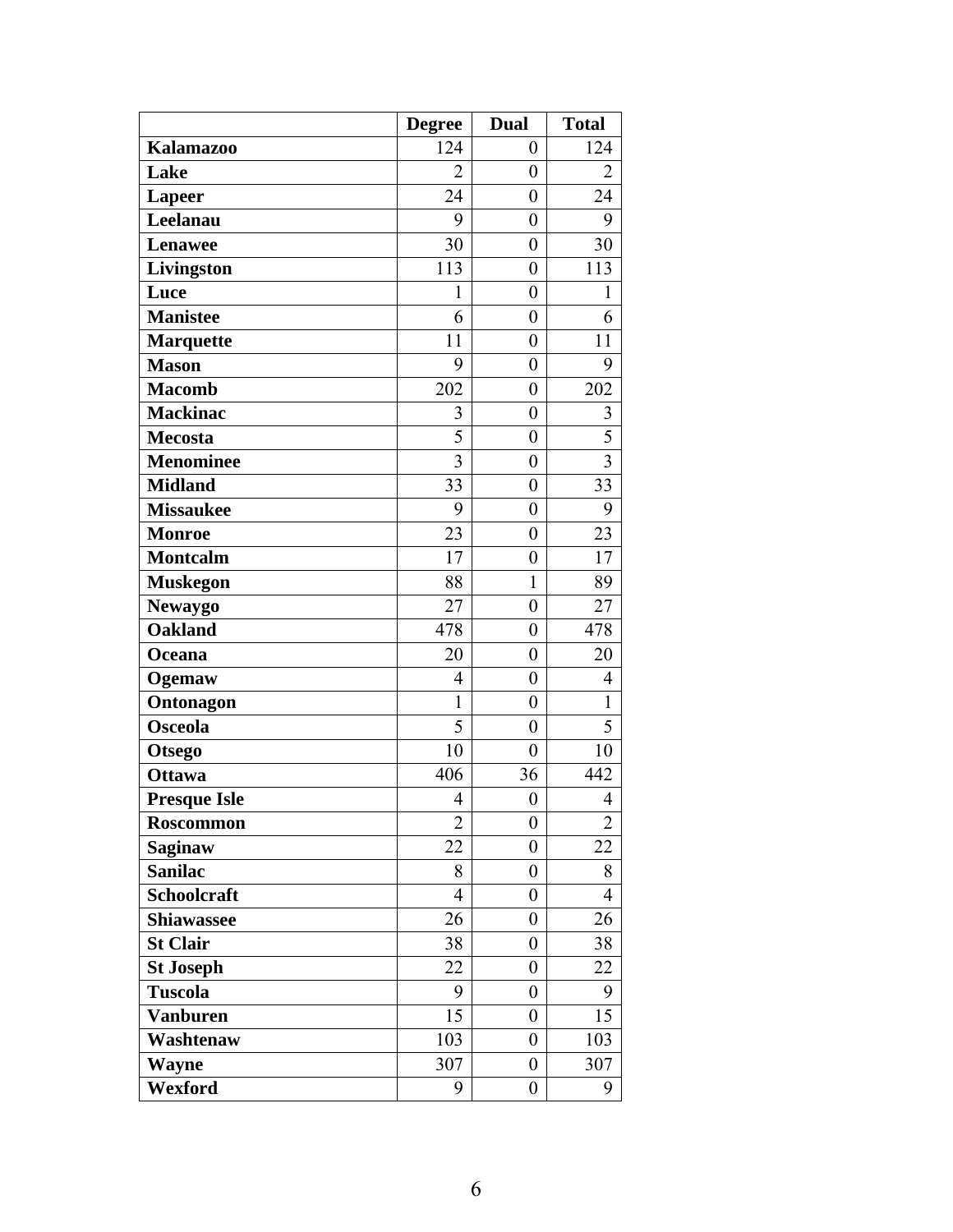| | Degree | Dual | Total |
|---|---|---|---|
| **Kalamazoo** | 124 | 0 | 124 |
| **Lake** | 2 | 0 | 2 |
| **Lapeer** | 24 | 0 | 24 |
| **Leelanau** | 9 | 0 | 9 |
| **Lenawee** | 30 | 0 | 30 |
| **Livingston** | 113 | 0 | 113 |
| **Luce** | 1 | 0 | 1 |
| **Manistee** | 6 | 0 | 6 |
| **Marquette** | 11 | 0 | 11 |
| **Mason** | 9 | 0 | 9 |
| **Macomb** | 202 | 0 | 202 |
| **Mackinac** | 3 | 0 | 3 |
| **Mecosta** | 5 | 0 | 5 |
| **Menominee** | 3 | 0 | 3 |
| **Midland** | 33 | 0 | 33 |
| **Missaukee** | 9 | 0 | 9 |
| **Monroe** | 23 | 0 | 23 |
| **Montcalm** | 17 | 0 | 17 |
| **Muskegon** | 88 | 1 | 89 |
| **Newaygo** | 27 | 0 | 27 |
| **Oakland** | 478 | 0 | 478 |
| **Oceana** | 20 | 0 | 20 |
| **Ogemaw** | 4 | 0 | 4 |
| **Ontonagon** | 1 | 0 | 1 |
| **Osceola** | 5 | 0 | 5 |
| **Otsego** | 10 | 0 | 10 |
| **Ottawa** | 406 | 36 | 442 |
| **Presque Isle** | 4 | 0 | 4 |
| **Roscommon** | 2 | 0 | 2 |
| **Saginaw** | 22 | 0 | 22 |
| **Sanilac** | 8 | 0 | 8 |
| **Schoolcraft** | 4 | 0 | 4 |
| **Shiawassee** | 26 | 0 | 26 |
| **St Clair** | 38 | 0 | 38 |
| **St Joseph** | 22 | 0 | 22 |
| **Tuscola** | 9 | 0 | 9 |
| **Vanburen** | 15 | 0 | 15 |
| **Washtenaw** | 103 | 0 | 103 |
| **Wayne** | 307 | 0 | 307 |
| **Wexford** | 9 | 0 | 9 |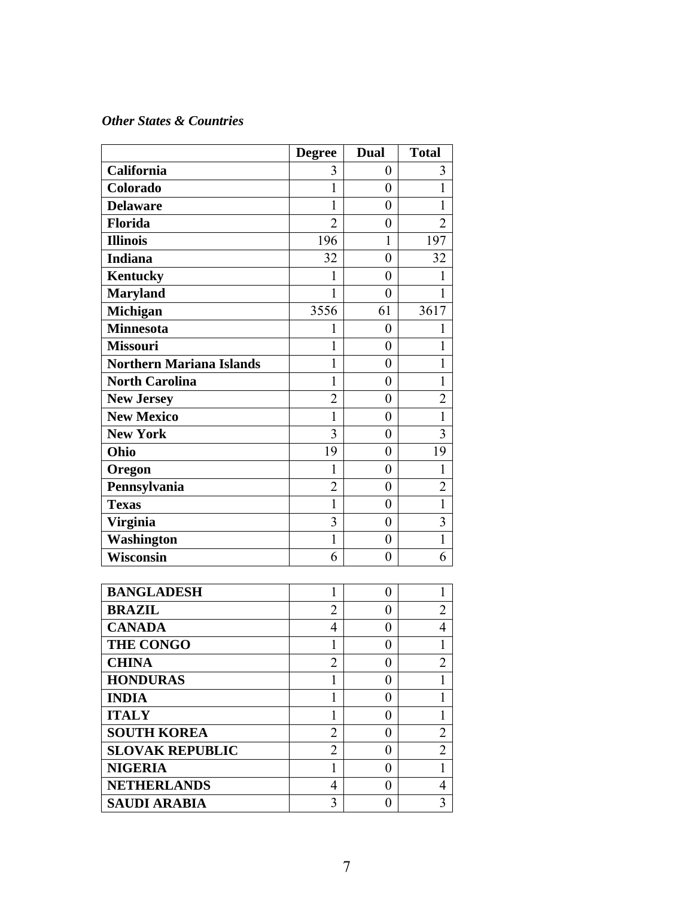***Other States & Countries***

| | Degree | Dual | Total |
|---|---|---|---|
| **California** | 3 | 0 | 3 |
| **Colorado** | 1 | 0 | 1 |
| **Delaware** | 1 | 0 | 1 |
| **Florida** | 2 | 0 | 2 |
| **Illinois** | 196 | 1 | 197 |
| **Indiana** | 32 | 0 | 32 |
| **Kentucky** | 1 | 0 | 1 |
| **Maryland** | 1 | 0 | 1 |
| **Michigan** | 3556 | 61 | 3617 |
| **Minnesota** | 1 | 0 | 1 |
| **Missouri** | 1 | 0 | 1 |
| **Northern Mariana Islands** | 1 | 0 | 1 |
| **North Carolina** | 1 | 0 | 1 |
| **New Jersey** | 2 | 0 | 2 |
| **New Mexico** | 1 | 0 | 1 |
| **New York** | 3 | 0 | 3 |
| **Ohio** | 19 | 0 | 19 |
| **Oregon** | 1 | 0 | 1 |
| **Pennsylvania** | 2 | 0 | 2 |
| **Texas** | 1 | 0 | 1 |
| **Virginia** | 3 | 0 | 3 |
| **Washington** | 1 | 0 | 1 |
| **Wisconsin** | 6 | 0 | 6 |

| | | | |
|---|---|---|---|
| **BANGLADESH** | 1 | 0 | 1 |
| **BRAZIL** | 2 | 0 | 2 |
| **CANADA** | 4 | 0 | 4 |
| **THE CONGO** | 1 | 0 | 1 |
| **CHINA** | 2 | 0 | 2 |
| **HONDURAS** | 1 | 0 | 1 |
| **INDIA** | 1 | 0 | 1 |
| **ITALY** | 1 | 0 | 1 |
| **SOUTH KOREA** | 2 | 0 | 2 |
| **SLOVAK REPUBLIC** | 2 | 0 | 2 |
| **NIGERIA** | 1 | 0 | 1 |
| **NETHERLANDS** | 4 | 0 | 4 |
| **SAUDI ARABIA** | 3 | 0 | 3 |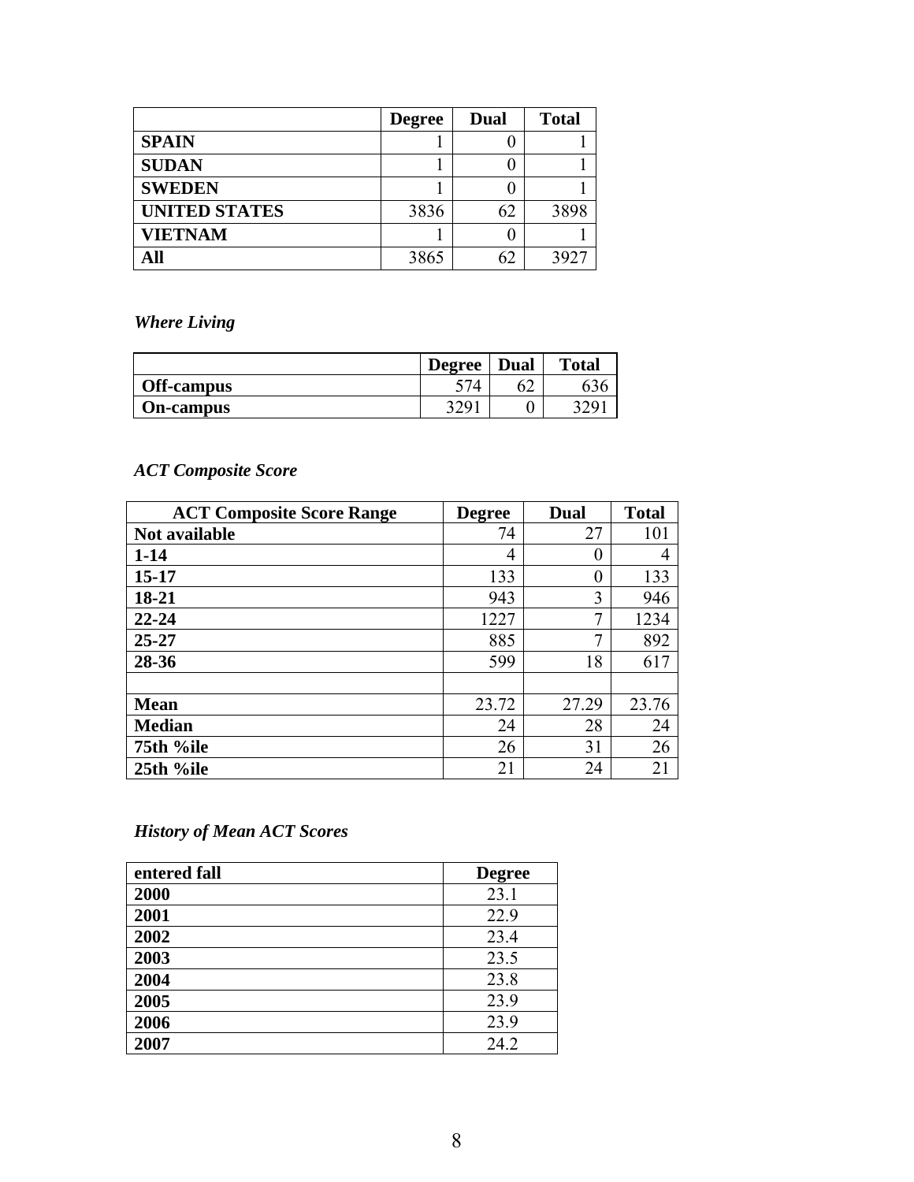| | Degree | Dual | Total |
|---|---|---|---|
| **SPAIN** | 1 | 0 | 1 |
| **SUDAN** | 1 | 0 | 1 |
| **SWEDEN** | 1 | 0 | 1 |
| **UNITED STATES** | 3836 | 62 | 3898 |
| **VIETNAM** | 1 | 0 | 1 |
| **All** | 3865 | 62 | 3927 |

### *Where Living*

| | Degree | Dual | Total |
|---|---|---|---|
| **Off-campus** | 574 | 62 | 636 |
| **On-campus** | 3291 | 0 | 3291 |

### *ACT Composite Score*

| ACT Composite Score Range | Degree | Dual | Total |
|---|---|---|---|
| **Not available** | 74 | 27 | 101 |
| **1-14** | 4 | 0 | 4 |
| **15-17** | 133 | 0 | 133 |
| **18-21** | 943 | 3 | 946 |
| **22-24** | 1227 | 7 | 1234 |
| **25-27** | 885 | 7 | 892 |
| **28-36** | 599 | 18 | 617 |
| | | | |
| **Mean** | 23.72 | 27.29 | 23.76 |
| **Median** | 24 | 28 | 24 |
| **75th %ile** | 26 | 31 | 26 |
| **25th %ile** | 21 | 24 | 21 |

### *History of Mean ACT Scores*

| entered fall | Degree |
|---|---|
| **2000** | 23.1 |
| **2001** | 22.9 |
| **2002** | 23.4 |
| **2003** | 23.5 |
| **2004** | 23.8 |
| **2005** | 23.9 |
| **2006** | 23.9 |
| **2007** | 24.2 |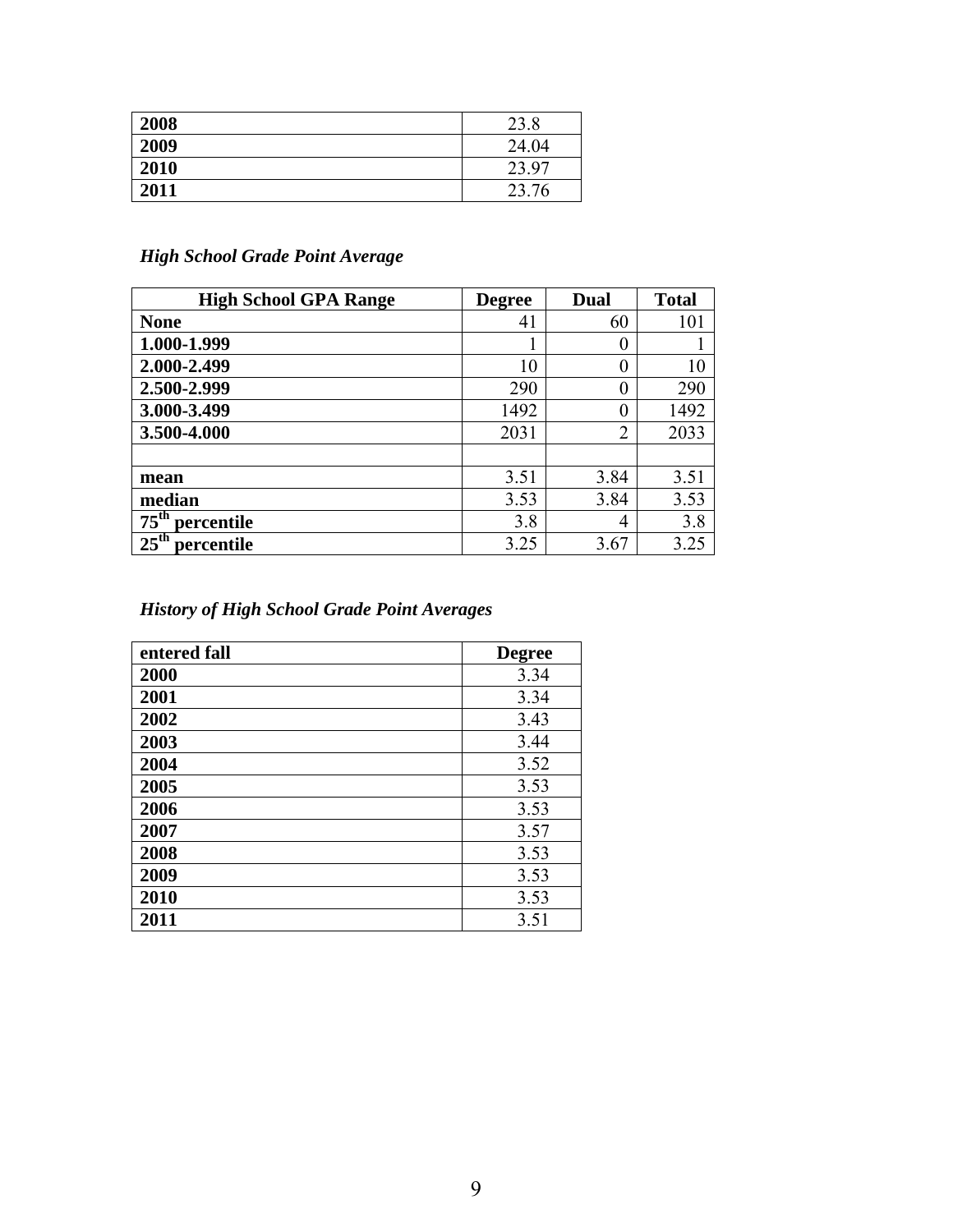| | |
|---|---|
| **2008** | 23.8 |
| **2009** | 24.04 |
| **2010** | 23.97 |
| **2011** | 23.76 |

### *High School Grade Point Average*

| High School GPA Range | Degree | Dual | Total |
|---|---|---|---|
| **None** | 41 | 60 | 101 |
| **1.000-1.999** | 1 | 0 | 1 |
| **2.000-2.499** | 10 | 0 | 10 |
| **2.500-2.999** | 290 | 0 | 290 |
| **3.000-3.499** | 1492 | 0 | 1492 |
| **3.500-4.000** | 2031 | 2 | 2033 |
| | | | |
| **mean** | 3.51 | 3.84 | 3.51 |
| **median** | 3.53 | 3.84 | 3.53 |
| **75th percentile** | 3.8 | 4 | 3.8 |
| **25th percentile** | 3.25 | 3.67 | 3.25 |

### *History of High School Grade Point Averages*

| entered fall | Degree |
|---|---|
| **2000** | 3.34 |
| **2001** | 3.34 |
| **2002** | 3.43 |
| **2003** | 3.44 |
| **2004** | 3.52 |
| **2005** | 3.53 |
| **2006** | 3.53 |
| **2007** | 3.57 |
| **2008** | 3.53 |
| **2009** | 3.53 |
| **2010** | 3.53 |
| **2011** | 3.51 |